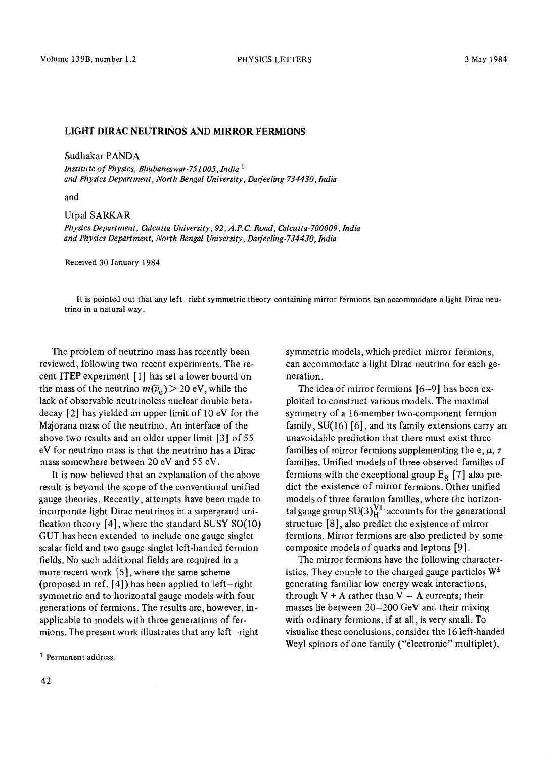# LIGHT DIRAC NEUTRINOS AND MIRROR FERMIONS

Sudhakar PANDA

*Institute of Physics, Bhubaneswar-751005, India* [1]
*and Physics Department, North Bengal University, Darjeeling-734430, India*

and

Utpal SARKAR

*Physics Department, Calcutta University, 92, A.P.C. Road, Calcutta-700009, India*
*and Physics Department, North Bengal University, Darjeeling-734430, India*

Received 30 January 1984

It is pointed out that any left–right symmetric theory containing mirror fermions can accommodate a light Dirac neutrino in a natural way.

The problem of neutrino mass has recently been reviewed, following two recent experiments. The recent ITEP experiment [1] has set a lower bound on the mass of the neutrino $m(\bar{\nu}_e) > 20$ eV, while the lack of observable neutrinoless nuclear double beta-decay [2] has yielded an upper limit of 10 eV for the Majorana mass of the neutrino. An interface of the above two results and an older upper limit [3] of 55 eV for neutrino mass is that the neutrino has a Dirac mass somewhere between 20 eV and 55 eV.

It is now believed that an explanation of the above result is beyond the scope of the conventional unified gauge theories. Recently, attempts have been made to incorporate light Dirac neutrinos in a supergrand unification theory [4], where the standard SUSY SO(10) GUT has been extended to include one gauge singlet scalar field and two gauge singlet left-handed fermion fields. No such additional fields are required in a more recent work [5], where the same scheme (proposed in ref. [4]) has been applied to left–right symmetric and to horizontal gauge models with four generations of fermions. The results are, however, inapplicable to models with three generations of fermions. The present work illustrates that any left–right symmetric models, which predict mirror fermions, can accommodate a light Dirac neutrino for each generation.

The idea of mirror fermions [6–9] has been exploited to construct various models. The maximal symmetry of a 16-member two-component fermion family, SU(16) [6], and its family extensions carry an unavoidable prediction that there must exist three families of mirror fermions supplementing the e, $\mu$, $\tau$ families. Unified models of three observed families of fermions with the exceptional group $E_8$ [7] also predict the existence of mirror fermions. Other unified models of three fermion families, where the horizontal gauge group $SU(3)_H^{VL}$ accounts for the generational structure [8], also predict the existence of mirror fermions. Mirror fermions are also predicted by some composite models of quarks and leptons [9].

The mirror fermions have the following characteristics. They couple to the charged gauge particles $W^{\pm}$ generating familiar low energy weak interactions, through V + A rather than V – A currents; their masses lie between 20–200 GeV and their mixing with ordinary fermions, if at all, is very small. To visualise these conclusions, consider the 16 left-handed Weyl spinors of one family ("electronic" multiplet),

[1] Permanent address.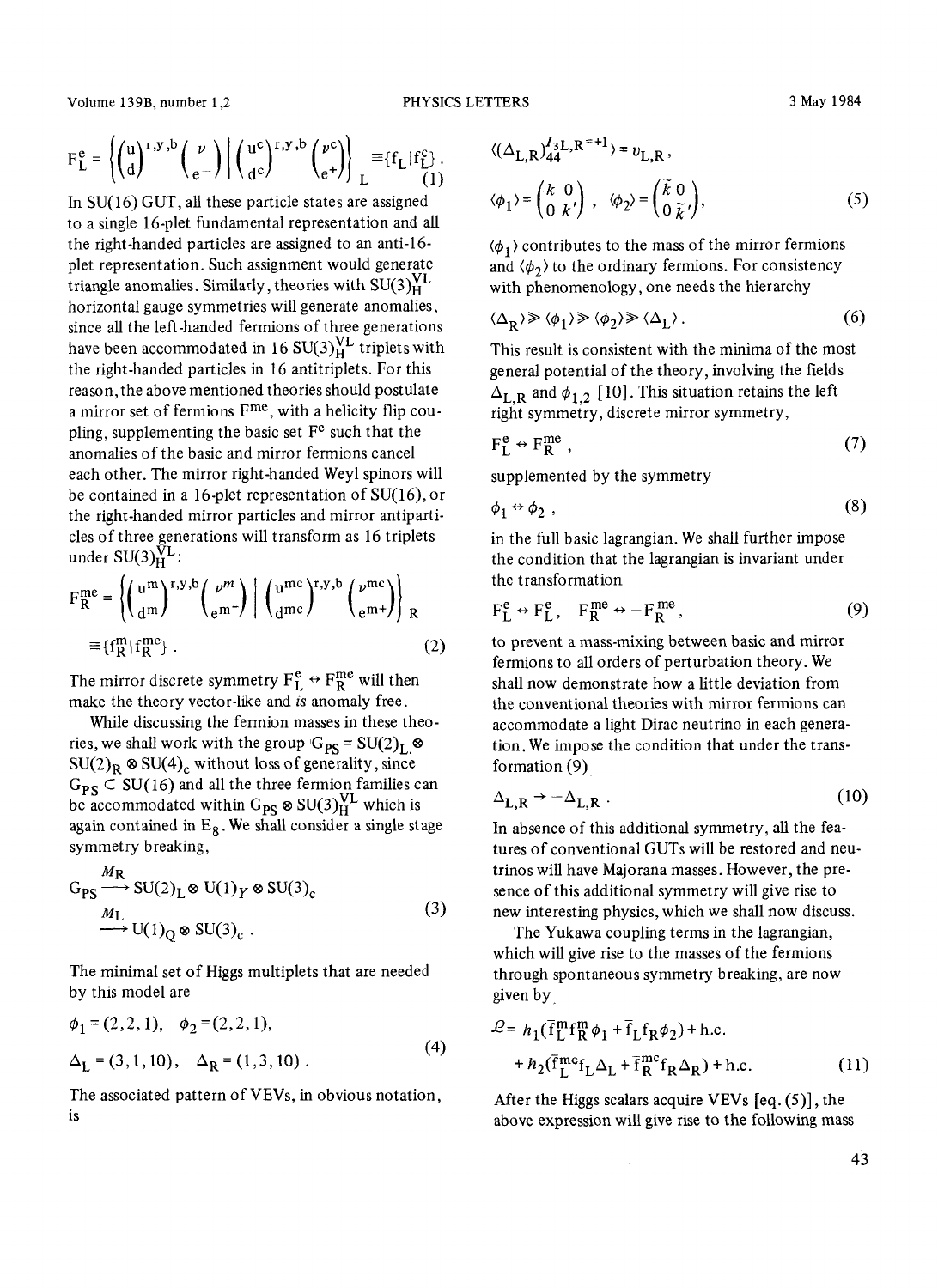$$\mathrm{F}_{\mathrm{L}}^{\mathrm{e}} = \left\{ \begin{pmatrix} \mathrm{u} \\ \mathrm{d} \end{pmatrix}^{\mathrm{r,y,b}} \begin{pmatrix} \nu \\ \mathrm{e}^{-} \end{pmatrix} \middle| \begin{pmatrix} \mathrm{u^c} \\ \mathrm{d^c} \end{pmatrix}^{\mathrm{r,y,b}} \begin{pmatrix} \nu^{\mathrm{c}} \\ \mathrm{e}^{+} \end{pmatrix} \right\}_{\mathrm{L}} \equiv \{ \mathrm{f_L} | \mathrm{f_L^c} \} . \tag{1}$$

In SU(16) GUT, all these particle states are assigned to a single 16-plet fundamental representation and all the right-handed particles are assigned to an anti-16-plet representation. Such assignment would generate triangle anomalies. Similarly, theories with $\mathrm{SU(3)_H^{VL}}$ horizontal gauge symmetries will generate anomalies, since all the left-handed fermions of three generations have been accommodated in 16 $\mathrm{SU(3)_H^{VL}}$ triplets with the right-handed particles in 16 antitriplets. For this reason, the above mentioned theories should postulate a mirror set of fermions $\mathrm{F^{me}}$, with a helicity flip coupling, supplementing the basic set $\mathrm{F^e}$ such that the anomalies of the basic and mirror fermions cancel each other. The mirror right-handed Weyl spinors will be contained in a 16-plet representation of SU(16), or the right-handed mirror particles and mirror antiparticles of three generations will transform as 16 triplets under $\mathrm{SU(3)_H^{VL}}$:

$$\mathrm{F_R^{me}} = \left\{ \begin{pmatrix} \mathrm{u^m} \\ \mathrm{d^m} \end{pmatrix}^{\mathrm{r,y,b}} \begin{pmatrix} \nu^m \\ \mathrm{e^{m-}} \end{pmatrix} \middle| \begin{pmatrix} \mathrm{u^{mc}} \\ \mathrm{d^{mc}} \end{pmatrix}^{\mathrm{r,y,b}} \begin{pmatrix} \nu^{\mathrm{mc}} \\ \mathrm{e^{m+}} \end{pmatrix} \right\}_{\mathrm{R}}$$

$$\equiv \{ \mathrm{f_R^m} | \mathrm{f_R^{mc}} \} . \tag{2}$$

The mirror discrete symmetry $\mathrm{F_L^e} \leftrightarrow \mathrm{F_R^{me}}$ will then make the theory vector-like and *is* anomaly free.

While discussing the fermion masses in these theories, we shall work with the group $\mathrm{G_{PS}} = \mathrm{SU(2)_L} \otimes \mathrm{SU(2)_R} \otimes \mathrm{SU(4)_c}$ without loss of generality, since $\mathrm{G_{PS}} \subset \mathrm{SU(16)}$ and all the three fermion families can be accommodated within $\mathrm{G_{PS}} \otimes \mathrm{SU(3)_H^{VL}}$ which is again contained in $\mathrm{E_8}$. We shall consider a single stage symmetry breaking,

$$\mathrm{G_{PS}} \xrightarrow{M_{\mathrm{R}}} \mathrm{SU(2)_L} \otimes \mathrm{U(1)}_Y \otimes \mathrm{SU(3)_c} \xrightarrow{M_{\mathrm{L}}} \mathrm{U(1)_Q} \otimes \mathrm{SU(3)_c} . \tag{3}$$

The minimal set of Higgs multiplets that are needed by this model are

$$\phi_1 = (2,2,1), \quad \phi_2 = (2,2,1),$$
$$\Delta_{\mathrm{L}} = (3,1,10), \quad \Delta_{\mathrm{R}} = (1,3,10) . \tag{4}$$

The associated pattern of VEVs, in obvious notation, is

$$\langle (\Delta_{\mathrm{L,R}})_{44}^{I_{3\mathrm{L,R}}=+1} \rangle = v_{\mathrm{L,R}} ,$$

$$\langle \phi_1 \rangle = \begin{pmatrix} k & 0 \\ 0 & k' \end{pmatrix}, \quad \langle \phi_2 \rangle = \begin{pmatrix} \tilde{k} & 0 \\ 0 & \tilde{k}' \end{pmatrix}, \tag{5}$$

$\langle \phi_1 \rangle$ contributes to the mass of the mirror fermions and $\langle \phi_2 \rangle$ to the ordinary fermions. For consistency with phenomenology, one needs the hierarchy

$$\langle \Delta_{\mathrm{R}} \rangle \gg \langle \phi_1 \rangle \gg \langle \phi_2 \rangle \gg \langle \Delta_{\mathrm{L}} \rangle . \tag{6}$$

This result is consistent with the minima of the most general potential of the theory, involving the fields $\Delta_{\mathrm{L,R}}$ and $\phi_{1,2}$ [10]. This situation retains the left–right symmetry, discrete mirror symmetry,

$$\mathrm{F_L^e} \leftrightarrow \mathrm{F_R^{me}} , \tag{7}$$

supplemented by the symmetry

$$\phi_1 \leftrightarrow \phi_2 , \tag{8}$$

in the full basic lagrangian. We shall further impose the condition that the lagrangian is invariant under the transformation

$$\mathrm{F_L^e} \leftrightarrow \mathrm{F_L^e}, \quad \mathrm{F_R^{me}} \leftrightarrow -\mathrm{F_R^{me}} , \tag{9}$$

to prevent a mass-mixing between basic and mirror fermions to all orders of perturbation theory. We shall now demonstrate how a little deviation from the conventional theories with mirror fermions can accommodate a light Dirac neutrino in each generation. We impose the condition that under the transformation (9)

$$\Delta_{\mathrm{L,R}} \rightarrow -\Delta_{\mathrm{L,R}} . \tag{10}$$

In absence of this additional symmetry, all the features of conventional GUTs will be restored and neutrinos will have Majorana masses. However, the presence of this additional symmetry will give rise to new interesting physics, which we shall now discuss.

The Yukawa coupling terms in the lagrangian, which will give rise to the masses of the fermions through spontaneous symmetry breaking, are now given by

$$\mathcal{L} = h_1 (\bar{\mathrm{f}}_{\mathrm{L}}^{\mathrm{m}} \mathrm{f}_{\mathrm{R}}^{\mathrm{m}} \phi_1 + \bar{\mathrm{f}}_{\mathrm{L}} \mathrm{f}_{\mathrm{R}} \phi_2) + \mathrm{h.c.}$$
$$+ h_2 (\bar{\mathrm{f}}_{\mathrm{L}}^{\mathrm{mc}} \mathrm{f}_{\mathrm{L}} \Delta_{\mathrm{L}} + \bar{\mathrm{f}}_{\mathrm{R}}^{\mathrm{mc}} \mathrm{f}_{\mathrm{R}} \Delta_{\mathrm{R}}) + \mathrm{h.c.} \tag{11}$$

After the Higgs scalars acquire VEVs [eq. (5)], the above expression will give rise to the following mass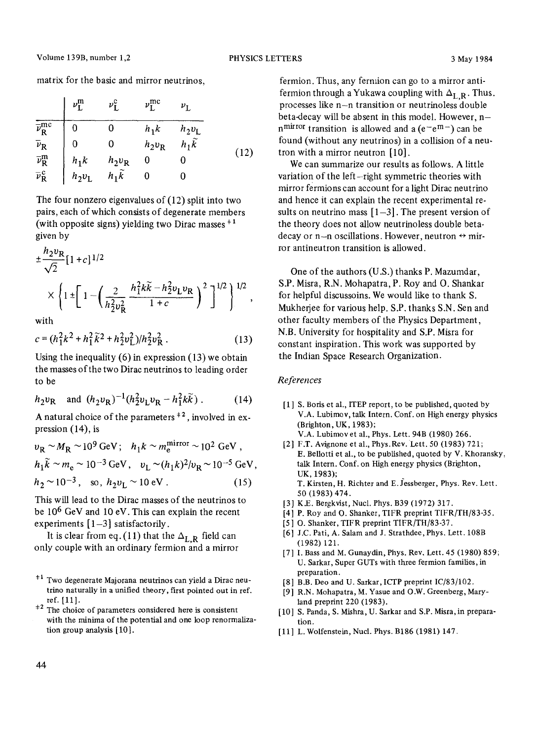matrix for the basic and mirror neutrinos,

$$
\begin{array}{c|cccc}
 & \nu_L^m & \nu_L^c & \nu_L^{mc} & \nu_L \\
\hline
\bar{\nu}_R^{mc} & 0 & 0 & h_1 k & h_2 v_L \\
\bar{\nu}_R & 0 & 0 & h_2 v_R & h_1 \tilde{k} \\
\bar{\nu}_R^m & h_1 k & h_2 v_R & 0 & 0 \\
\bar{\nu}_R^c & h_2 v_L & h_1 \tilde{k} & 0 & 0
\end{array}
\qquad (12)
$$

The four nonzero eigenvalues of (12) split into two pairs, each of which consists of degenerate members (with opposite signs) yielding two Dirac masses [‡1] given by

$$
\pm \frac{h_2 v_R}{\sqrt{2}} [1+c]^{1/2} \times \left\{ 1 \pm \left[ 1 - \left( \frac{2}{h_2^2 v_R^2} \, \frac{h_1^2 k \tilde{k} - h_2^2 v_L v_R}{1+c} \right)^2 \right]^{1/2} \right\}^{1/2},
$$

with

$$
c = (h_1^2 k^2 + h_1^2 \tilde{k}^2 + h_2^2 v_L^2)/h_2^2 v_R^2 \,. \qquad (13)
$$

Using the inequality (6) in expression (13) we obtain the masses of the two Dirac neutrinos to leading order to be

$$
h_2 v_R \quad \text{and} \quad (h_2 v_R)^{-1} (h_2^2 v_L v_R - h_1^2 k \tilde{k}) \,. \qquad (14)
$$

A natural choice of the parameters [‡2], involved in expression (14), is

$$
\begin{aligned}
&v_R \sim M_R \sim 10^9 \text{ GeV}; \quad h_1 k \sim m_e^{\text{mirror}} \sim 10^2 \text{ GeV}, \\
&h_1 \tilde{k} \sim m_e \sim 10^{-3} \text{ GeV}, \quad v_L \sim (h_1 k)^2 / v_R \sim 10^{-5} \text{ GeV}, \\
&h_2 \sim 10^{-3}, \quad \text{so, } h_2 v_L \sim 10 \text{ eV}. \qquad (15)
\end{aligned}
$$

This will lead to the Dirac masses of the neutrinos to be $10^6$ GeV and 10 eV. This can explain the recent experiments [1–3] satisfactorily.

It is clear from eq. (11) that the $\Delta_{L,R}$ field can only couple with an ordinary fermion and a mirror fermion. Thus, any fermion can go to a mirror antifermion through a Yukawa coupling with $\Delta_{L,R}$. Thus, processes like n–n transition or neutrinoless double beta-decay will be absent in this model. However, n–$\text{n}^{\text{mirror}}$ transition is allowed and a $(\text{e}^- \text{e}^{\text{m}-})$ can be found (without any neutrinos) in a collision of a neutron with a mirror neutron [10].

We can summarize our results as follows. A little variation of the left–right symmetric theories with mirror fermions can account for a light Dirac neutrino and hence it can explain the recent experimental results on neutrino mass [1–3]. The present version of the theory does not allow neutrinoless double beta-decay or n–n oscillations. However, neutron ↔ mirror antineutron transition is allowed.

One of the authors (U.S.) thanks P. Mazumdar, S.P. Misra, R.N. Mohapatra, P. Roy and O. Shankar for helpful discussoins. We would like to thank S. Mukherjee for various help. S.P. thanks S.N. Sen and other faculty members of the Physics Department, N.B. University for hospitality and S.P. Misra for constant inspiration. This work was supported by the Indian Space Research Organization.

[‡1] Two degenerate Majorana neutrinos can yield a Dirac neutrino naturally in a unified theory, first pointed out in ref. [11].

[‡2] The choice of parameters considered here is consistent with the minima of the potential and one loop renormalization group analysis [10].

## References

[1] S. Boris et al., ITEP report, to be published, quoted by V.A. Lubimov, talk Intern. Conf. on High energy physics (Brighton, UK, 1983);
V.A. Lubimov et al., Phys. Lett. 94B (1980) 266.

[2] F.T. Avignone et al., Phys. Rev. Lett. 50 (1983) 721;
E. Bellotti et al., to be published, quoted by V. Khoransky, talk Intern. Conf. on High energy physics (Brighton, UK, 1983);
T. Kirsten, H. Richter and E. Jessberger, Phys. Rev. Lett. 50 (1983) 474.

[3] K.E. Bergkvist, Nucl. Phys. B39 (1972) 317.

[4] P. Roy and O. Shanker, TIFR preprint TIFR/TH/83-35.

[5] O. Shanker, TIFR preprint TIFR/TH/83-37.

[6] J.C. Pati, A. Salam and J. Strathdee, Phys. Lett. 108B (1982) 121.

[7] I. Bass and M. Gunaydin, Phys. Rev. Lett. 45 (1980) 859;
U. Sarkar, Super GUTs with three fermion families, in preparation.

[8] B.B. Deo and U. Sarkar, ICTP preprint IC/83/102.

[9] R.N. Mohapatra, M. Yasue and O.W. Greenberg, Maryland preprint 220 (1983).

[10] S. Panda, S. Mishra, U. Sarkar and S.P. Misra, in preparation.

[11] L. Wolfenstein, Nucl. Phys. B186 (1981) 147.